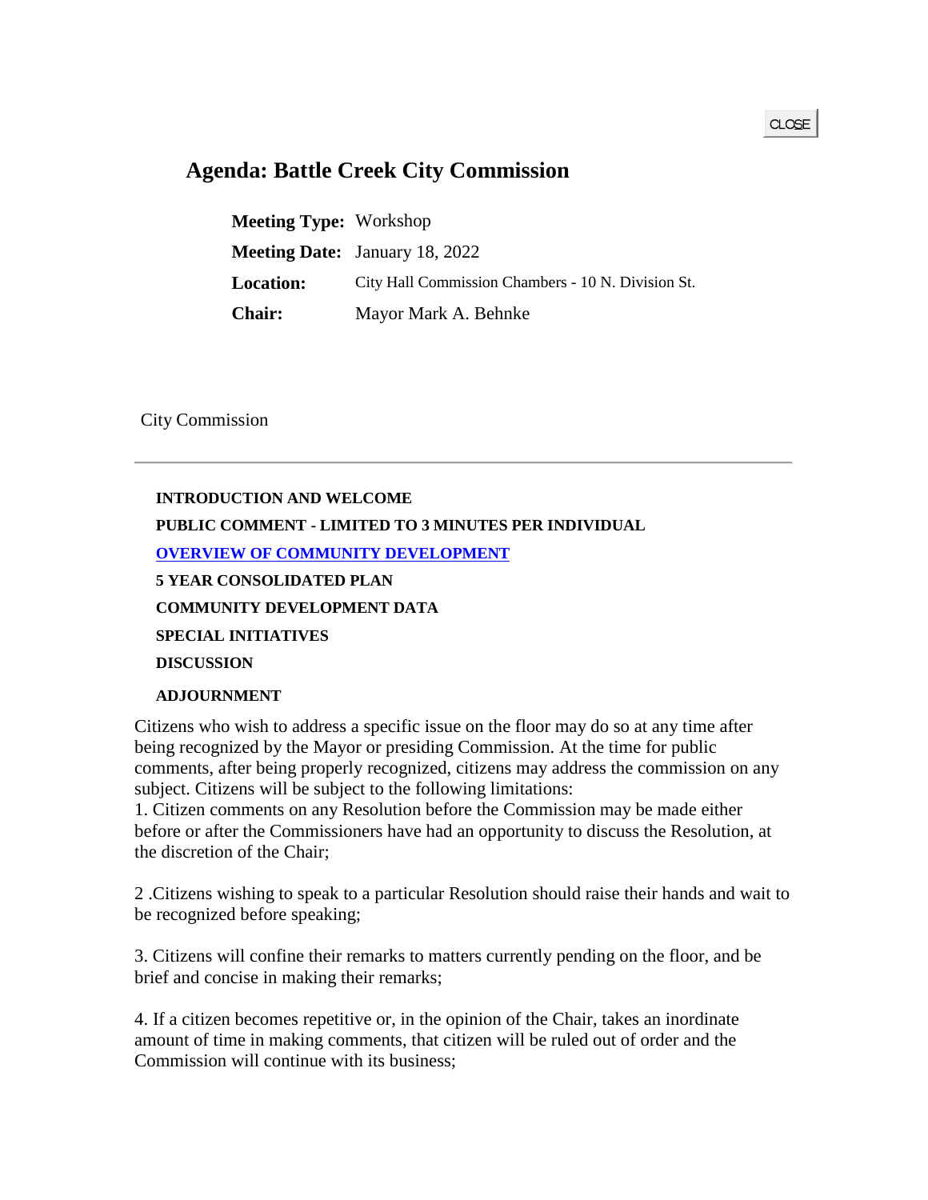CLOSE

# Agenda: Battle Creek City Commission

| | |
|---|---|
| **Meeting Type:** | Workshop |
| **Meeting Date:** | January 18, 2022 |
| **Location:** | City Hall Commission Chambers - 10 N. Division St. |
| **Chair:** | Mayor Mark A. Behnke |

City Commission

---

**INTRODUCTION AND WELCOME**

**PUBLIC COMMENT - LIMITED TO 3 MINUTES PER INDIVIDUAL**

**OVERVIEW OF COMMUNITY DEVELOPMENT**

**5 YEAR CONSOLIDATED PLAN**

**COMMUNITY DEVELOPMENT DATA**

**SPECIAL INITIATIVES**

**DISCUSSION**

**ADJOURNMENT**

Citizens who wish to address a specific issue on the floor may do so at any time after being recognized by the Mayor or presiding Commission. At the time for public comments, after being properly recognized, citizens may address the commission on any subject. Citizens will be subject to the following limitations:
1. Citizen comments on any Resolution before the Commission may be made either before or after the Commissioners have had an opportunity to discuss the Resolution, at the discretion of the Chair;

2 .Citizens wishing to speak to a particular Resolution should raise their hands and wait to be recognized before speaking;

3. Citizens will confine their remarks to matters currently pending on the floor, and be brief and concise in making their remarks;

4. If a citizen becomes repetitive or, in the opinion of the Chair, takes an inordinate amount of time in making comments, that citizen will be ruled out of order and the Commission will continue with its business;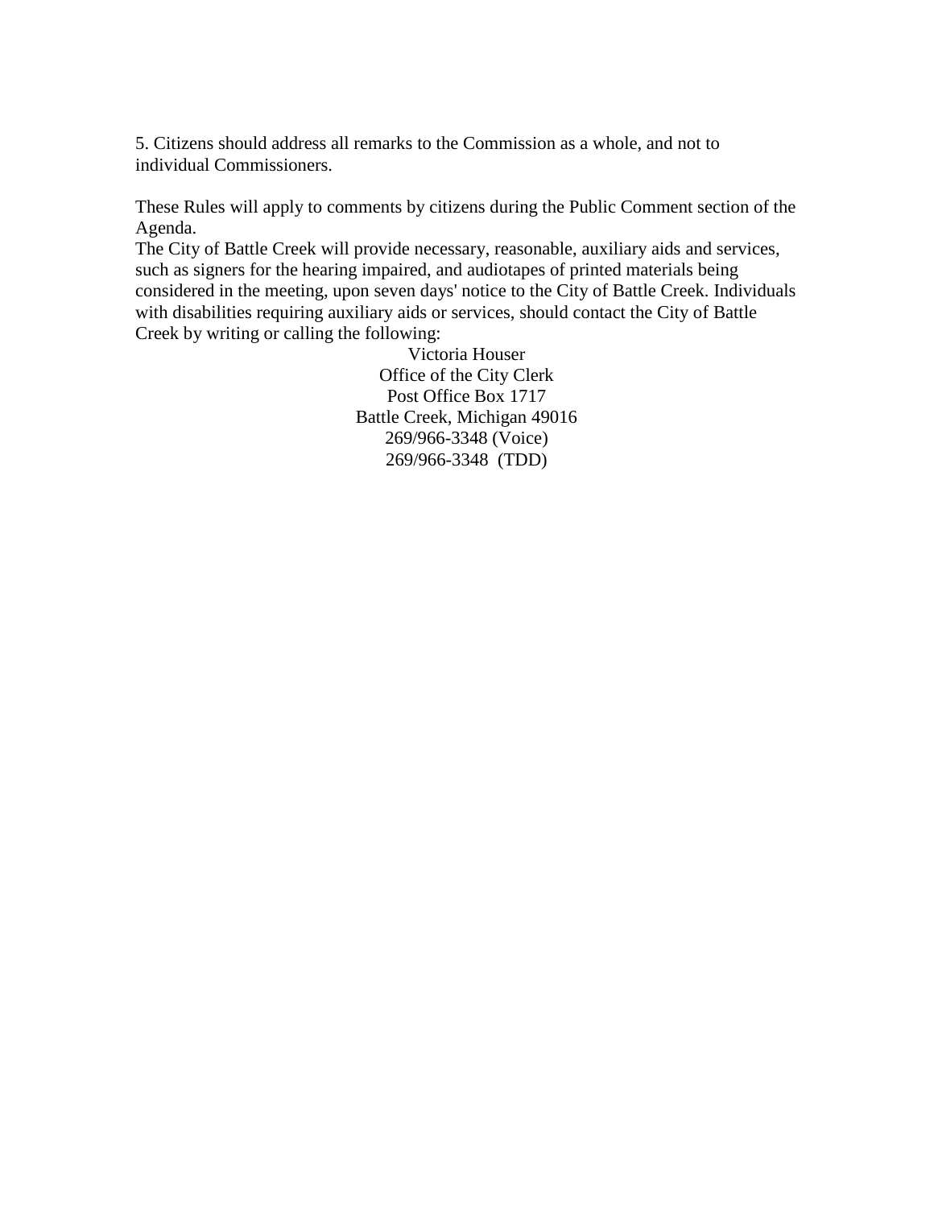5. Citizens should address all remarks to the Commission as a whole, and not to individual Commissioners.

These Rules will apply to comments by citizens during the Public Comment section of the Agenda.
The City of Battle Creek will provide necessary, reasonable, auxiliary aids and services, such as signers for the hearing impaired, and audiotapes of printed materials being considered in the meeting, upon seven days' notice to the City of Battle Creek. Individuals with disabilities requiring auxiliary aids or services, should contact the City of Battle Creek by writing or calling the following:

Victoria Houser
Office of the City Clerk
Post Office Box 1717
Battle Creek, Michigan 49016
269/966-3348 (Voice)
269/966-3348 (TDD)